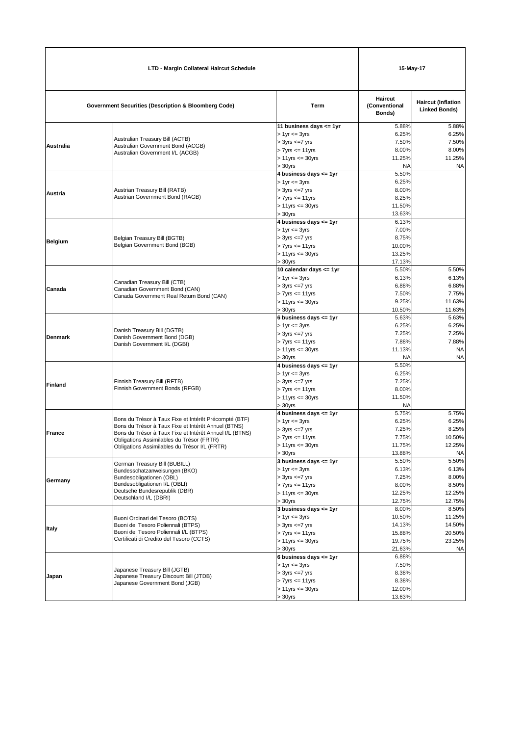| LTD - Margin Collateral Haircut Schedule | | | 15-May-17 | |
|---|---|---|---|---|
| **Government Securities (Description & Bloomberg Code)** | | **Term** | **Haircut (Conventional Bonds)** | **Haircut (Inflation Linked Bonds)** |
| **Australia** | Australian Treasury Bill (ACTB)<br>Australian Government Bond (ACGB)<br>Australian Government I/L (ACGB) | **11 business days <= 1yr** | 5.88% | 5.88% |
| | | > 1yr <= 3yrs | 6.25% | 6.25% |
| | | > 3yrs <=7 yrs | 7.50% | 7.50% |
| | | > 7yrs <= 11yrs | 8.00% | 8.00% |
| | | > 11yrs <= 30yrs | 11.25% | 11.25% |
| | | > 30yrs | NA | NA |
| **Austria** | Austrian Treasury Bill (RATB)<br>Austrian Government Bond (RAGB) | **4 business days <= 1yr** | 5.50% | |
| | | > 1yr <= 3yrs | 6.25% | |
| | | > 3yrs <=7 yrs | 8.00% | |
| | | > 7yrs <= 11yrs | 8.25% | |
| | | > 11yrs <= 30yrs | 11.50% | |
| | | > 30yrs | 13.63% | |
| **Belgium** | Belgian Treasury Bill (BGTB)<br>Belgian Government Bond (BGB) | **4 business days <= 1yr** | 6.13% | |
| | | > 1yr <= 3yrs | 7.00% | |
| | | > 3yrs <=7 yrs | 8.75% | |
| | | > 7yrs <= 11yrs | 10.00% | |
| | | > 11yrs <= 30yrs | 13.25% | |
| | | > 30yrs | 17.13% | |
| **Canada** | Canadian Treasury Bill (CTB)<br>Canadian Government Bond (CAN)<br>Canada Government Real Return Bond (CAN) | **10 calendar days <= 1yr** | 5.50% | 5.50% |
| | | > 1yr <= 3yrs | 6.13% | 6.13% |
| | | > 3yrs <=7 yrs | 6.88% | 6.88% |
| | | > 7yrs <= 11yrs | 7.50% | 7.75% |
| | | > 11yrs <= 30yrs | 9.25% | 11.63% |
| | | > 30yrs | 10.50% | 11.63% |
| **Denmark** | Danish Treasury Bill (DGTB)<br>Danish Government Bond (DGB)<br>Danish Government I/L (DGBI) | **6 business days <= 1yr** | 5.63% | 5.63% |
| | | > 1yr <= 3yrs | 6.25% | 6.25% |
| | | > 3yrs <=7 yrs | 7.25% | 7.25% |
| | | > 7yrs <= 11yrs | 7.88% | 7.88% |
| | | > 11yrs <= 30yrs | 11.13% | NA |
| | | > 30yrs | NA | NA |
| **Finland** | Finnish Treasury Bill (RFTB)<br>Finnish Government Bonds (RFGB) | **4 business days <= 1yr** | 5.50% | |
| | | > 1yr <= 3yrs | 6.25% | |
| | | > 3yrs <=7 yrs | 7.25% | |
| | | > 7yrs <= 11yrs | 8.00% | |
| | | > 11yrs <= 30yrs | 11.50% | |
| | | > 30yrs | NA | |
| **France** | Bons du Trésor à Taux Fixe et Intérêt Précompté (BTF)<br>Bons du Trésor à Taux Fixe et Intérêt Annuel (BTNS)<br>Bons du Trésor à Taux Fixe et Intérêt Annuel I/L (BTNS)<br>Obligations Assimilables du Trésor (FRTR)<br>Obligations Assimilables du Trésor I/L (FRTR) | **4 business days <= 1yr** | 5.75% | 5.75% |
| | | > 1yr <= 3yrs | 6.25% | 6.25% |
| | | > 3yrs <=7 yrs | 7.25% | 8.25% |
| | | > 7yrs <= 11yrs | 7.75% | 10.50% |
| | | > 11yrs <= 30yrs | 11.75% | 12.25% |
| | | > 30yrs | 13.88% | NA |
| **Germany** | German Treasury Bill (BUBILL)<br>Bundesschatzanweisungen (BKO)<br>Bundesobligationen (OBL)<br>Bundesobligationen I/L (OBLI)<br>Deutsche Bundesrepublik (DBR)<br>Deutschland I/L (DBRI) | **3 business days <= 1yr** | 5.50% | 5.50% |
| | | > 1yr <= 3yrs | 6.13% | 6.13% |
| | | > 3yrs <=7 yrs | 7.25% | 8.00% |
| | | > 7yrs <= 11yrs | 8.00% | 8.50% |
| | | > 11yrs <= 30yrs | 12.25% | 12.25% |
| | | > 30yrs | 12.75% | 12.75% |
| **Italy** | Buoni Ordinari del Tesoro (BOTS)<br>Buoni del Tesoro Poliennali (BTPS)<br>Buoni del Tesoro Poliennali I/L (BTPS)<br>Certificati di Credito del Tesoro (CCTS) | **3 business days <= 1yr** | 8.00% | 8.50% |
| | | > 1yr <= 3yrs | 10.50% | 11.25% |
| | | > 3yrs <=7 yrs | 14.13% | 14.50% |
| | | > 7yrs <= 11yrs | 15.88% | 20.50% |
| | | > 11yrs <= 30yrs | 19.75% | 23.25% |
| | | > 30yrs | 21.63% | NA |
| **Japan** | Japanese Treasury Bill (JGTB)<br>Japanese Treasury Discount Bill (JTDB)<br>Japanese Government Bond (JGB) | **6 business days <= 1yr** | 6.88% | |
| | | > 1yr <= 3yrs | 7.50% | |
| | | > 3yrs <=7 yrs | 8.38% | |
| | | > 7yrs <= 11yrs | 8.38% | |
| | | > 11yrs <= 30yrs | 12.00% | |
| | | > 30yrs | 13.63% | |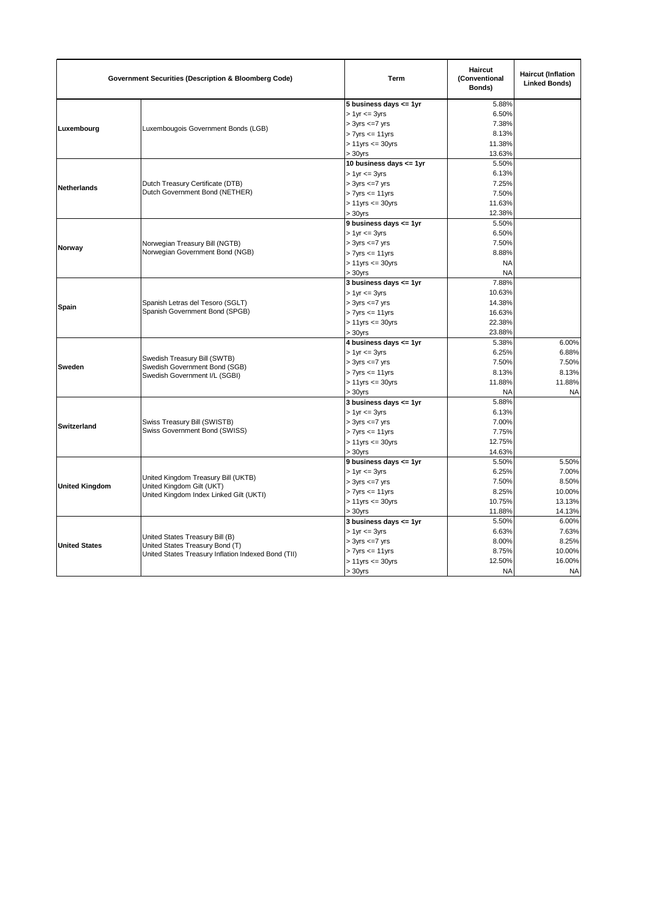| Government Securities (Description & Bloomberg Code) | | Term | Haircut (Conventional Bonds) | Haircut (Inflation Linked Bonds) |
|---|---|---|---|---|
| Luxembourg | Luxembougois Government Bonds (LGB) | **5 business days <= 1yr** | 5.88% | |
| | | > 1yr <= 3yrs | 6.50% | |
| | | > 3yrs <=7 yrs | 7.38% | |
| | | > 7yrs <= 11yrs | 8.13% | |
| | | > 11yrs <= 30yrs | 11.38% | |
| | | > 30yrs | 13.63% | |
| Netherlands | Dutch Treasury Certificate (DTB)<br>Dutch Government Bond (NETHER) | **10 business days <= 1yr** | 5.50% | |
| | | > 1yr <= 3yrs | 6.13% | |
| | | > 3yrs <=7 yrs | 7.25% | |
| | | > 7yrs <= 11yrs | 7.50% | |
| | | > 11yrs <= 30yrs | 11.63% | |
| | | > 30yrs | 12.38% | |
| Norway | Norwegian Treasury Bill (NGTB)<br>Norwegian Government Bond (NGB) | **9 business days <= 1yr** | 5.50% | |
| | | > 1yr <= 3yrs | 6.50% | |
| | | > 3yrs <=7 yrs | 7.50% | |
| | | > 7yrs <= 11yrs | 8.88% | |
| | | > 11yrs <= 30yrs | NA | |
| | | > 30yrs | NA | |
| Spain | Spanish Letras del Tesoro (SGLT)<br>Spanish Government Bond (SPGB) | **3 business days <= 1yr** | 7.88% | |
| | | > 1yr <= 3yrs | 10.63% | |
| | | > 3yrs <=7 yrs | 14.38% | |
| | | > 7yrs <= 11yrs | 16.63% | |
| | | > 11yrs <= 30yrs | 22.38% | |
| | | > 30yrs | 23.88% | |
| Sweden | Swedish Treasury Bill (SWTB)<br>Swedish Government Bond (SGB)<br>Swedish Government I/L (SGBI) | **4 business days <= 1yr** | 5.38% | 6.00% |
| | | > 1yr <= 3yrs | 6.25% | 6.88% |
| | | > 3yrs <=7 yrs | 7.50% | 7.50% |
| | | > 7yrs <= 11yrs | 8.13% | 8.13% |
| | | > 11yrs <= 30yrs | 11.88% | 11.88% |
| | | > 30yrs | NA | NA |
| Switzerland | Swiss Treasury Bill (SWISTB)<br>Swiss Government Bond (SWISS) | **3 business days <= 1yr** | 5.88% | |
| | | > 1yr <= 3yrs | 6.13% | |
| | | > 3yrs <=7 yrs | 7.00% | |
| | | > 7yrs <= 11yrs | 7.75% | |
| | | > 11yrs <= 30yrs | 12.75% | |
| | | > 30yrs | 14.63% | |
| United Kingdom | United Kingdom Treasury Bill (UKTB)<br>United Kingdom Gilt (UKT)<br>United Kingdom Index Linked Gilt (UKTI) | **9 business days <= 1yr** | 5.50% | 5.50% |
| | | > 1yr <= 3yrs | 6.25% | 7.00% |
| | | > 3yrs <=7 yrs | 7.50% | 8.50% |
| | | > 7yrs <= 11yrs | 8.25% | 10.00% |
| | | > 11yrs <= 30yrs | 10.75% | 13.13% |
| | | > 30yrs | 11.88% | 14.13% |
| United States | United States Treasury Bill (B)<br>United States Treasury Bond (T)<br>United States Treasury Inflation Indexed Bond (TII) | **3 business days <= 1yr** | 5.50% | 6.00% |
| | | > 1yr <= 3yrs | 6.63% | 7.63% |
| | | > 3yrs <=7 yrs | 8.00% | 8.25% |
| | | > 7yrs <= 11yrs | 8.75% | 10.00% |
| | | > 11yrs <= 30yrs | 12.50% | 16.00% |
| | | > 30yrs | NA | NA |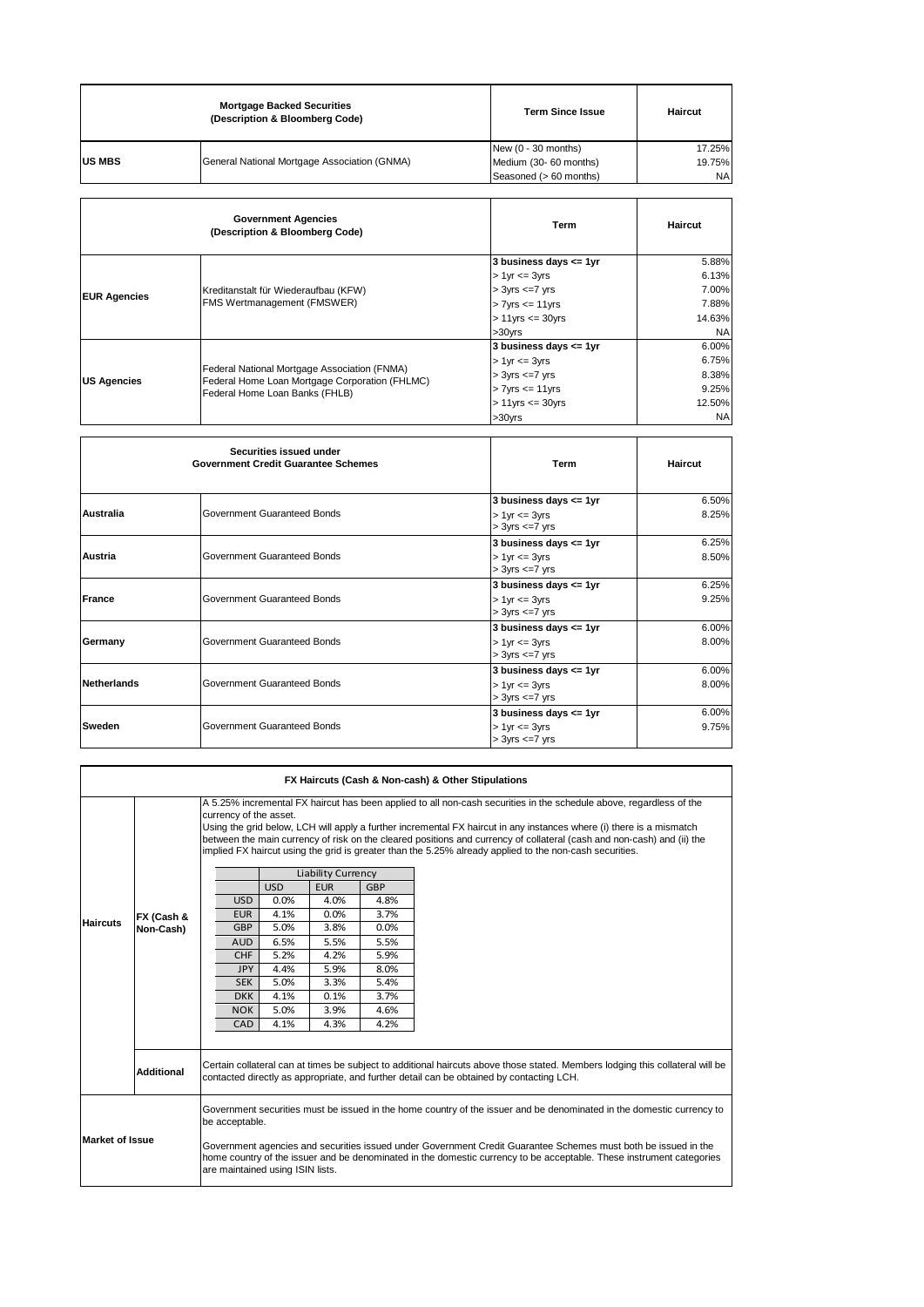| Mortgage Backed Securities (Description & Bloomberg Code) | | Term Since Issue | Haircut |
|---|---|---|---|
| **US MBS** | General National Mortgage Association (GNMA) | New (0 - 30 months) | 17.25% |
| | | Medium (30- 60 months) | 19.75% |
| | | Seasoned (> 60 months) | NA |

| Government Agencies (Description & Bloomberg Code) | | Term | Haircut |
|---|---|---|---|
| **EUR Agencies** | Kreditanstalt für Wiederaufbau (KFW)<br>FMS Wertmanagement (FMSWER) | **3 business days <= 1yr** | 5.88% |
| | | > 1yr <= 3yrs | 6.13% |
| | | > 3yrs <=7 yrs | 7.00% |
| | | > 7yrs <= 11yrs | 7.88% |
| | | > 11yrs <= 30yrs | 14.63% |
| | | >30yrs | NA |
| **US Agencies** | Federal National Mortgage Association (FNMA)<br>Federal Home Loan Mortgage Corporation (FHLMC)<br>Federal Home Loan Banks (FHLB) | **3 business days <= 1yr** | 6.00% |
| | | > 1yr <= 3yrs | 6.75% |
| | | > 3yrs <=7 yrs | 8.38% |
| | | > 7yrs <= 11yrs | 9.25% |
| | | > 11yrs <= 30yrs | 12.50% |
| | | >30yrs | NA |

| Securities issued under Government Credit Guarantee Schemes | | Term | Haircut |
|---|---|---|---|
| **Australia** | Government Guaranteed Bonds | **3 business days <= 1yr** | 6.50% |
| | | > 1yr <= 3yrs<br>> 3yrs <=7 yrs | 8.25% |
| **Austria** | Government Guaranteed Bonds | **3 business days <= 1yr** | 6.25% |
| | | > 1yr <= 3yrs<br>> 3yrs <=7 yrs | 8.50% |
| **France** | Government Guaranteed Bonds | **3 business days <= 1yr** | 6.25% |
| | | > 1yr <= 3yrs<br>> 3yrs <=7 yrs | 9.25% |
| **Germany** | Government Guaranteed Bonds | **3 business days <= 1yr** | 6.00% |
| | | > 1yr <= 3yrs<br>> 3yrs <=7 yrs | 8.00% |
| **Netherlands** | Government Guaranteed Bonds | **3 business days <= 1yr** | 6.00% |
| | | > 1yr <= 3yrs<br>> 3yrs <=7 yrs | 8.00% |
| **Sweden** | Government Guaranteed Bonds | **3 business days <= 1yr** | 6.00% |
| | | > 1yr <= 3yrs<br>> 3yrs <=7 yrs | 9.75% |

**FX Haircuts (Cash & Non-cash) & Other Stipulations**

**Haircuts – FX (Cash & Non-cash)**

A 5.25% incremental FX haircut has been applied to all non-cash securities in the schedule above, regardless of the currency of the asset.
Using the grid below, LCH will apply a further incremental FX haircut in any instances where (i) there is a mismatch between the main currency of risk on the cleared positions and currency of collateral (cash and non-cash) and (ii) the implied FX haircut using the grid is greater than the 5.25% already applied to the non-cash securities.

| | Liability Currency | | |
|---|---|---|---|
| | USD | EUR | GBP |
| USD | 0.0% | 4.0% | 4.8% |
| EUR | 4.1% | 0.0% | 3.7% |
| GBP | 5.0% | 3.8% | 0.0% |
| AUD | 6.5% | 5.5% | 5.5% |
| CHF | 5.2% | 4.2% | 5.9% |
| JPY | 4.4% | 5.9% | 8.0% |
| SEK | 5.0% | 3.3% | 5.4% |
| DKK | 4.1% | 0.1% | 3.7% |
| NOK | 5.0% | 3.9% | 4.6% |
| CAD | 4.1% | 4.3% | 4.2% |

**Haircuts – Additional**

Certain collateral can at times be subject to additional haircuts above those stated. Members lodging this collateral will be contacted directly as appropriate, and further detail can be obtained by contacting LCH.

**Market of Issue**

Government securities must be issued in the home country of the issuer and be denominated in the domestic currency to be acceptable.

Government agencies and securities issued under Government Credit Guarantee Schemes must both be issued in the home country of the issuer and be denominated in the domestic currency to be acceptable. These instrument categories are maintained using ISIN lists.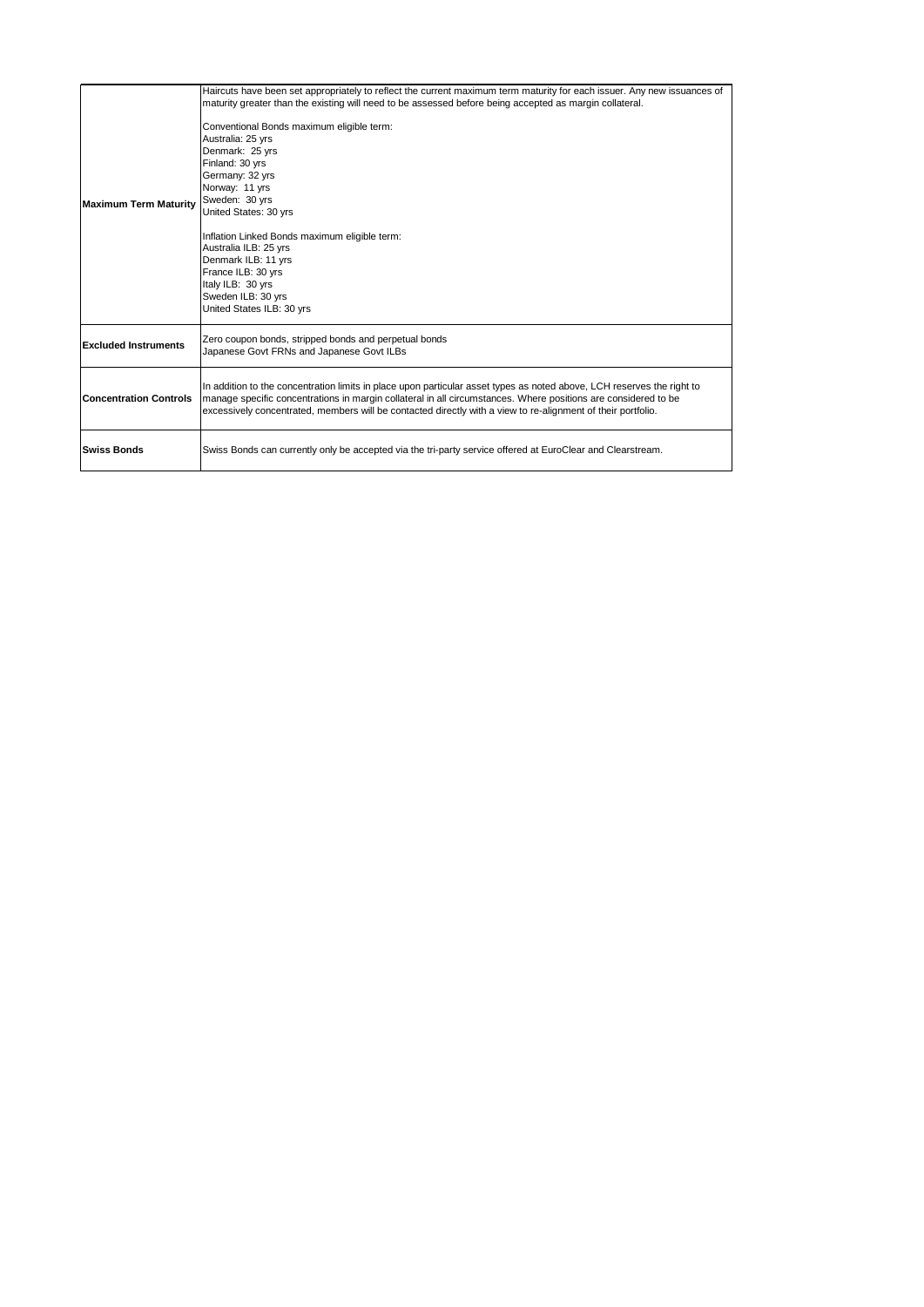| | |
|---|---|
| **Maximum Term Maturity** | Haircuts have been set appropriately to reflect the current maximum term maturity for each issuer. Any new issuances of maturity greater than the existing will need to be assessed before being accepted as margin collateral.<br><br>Conventional Bonds maximum eligible term:<br>Australia: 25 yrs<br>Denmark: 25 yrs<br>Finland: 30 yrs<br>Germany: 32 yrs<br>Norway: 11 yrs<br>Sweden: 30 yrs<br>United States: 30 yrs<br><br>Inflation Linked Bonds maximum eligible term:<br>Australia ILB: 25 yrs<br>Denmark ILB: 11 yrs<br>France ILB: 30 yrs<br>Italy ILB: 30 yrs<br>Sweden ILB: 30 yrs<br>United States ILB: 30 yrs |
| **Excluded Instruments** | Zero coupon bonds, stripped bonds and perpetual bonds<br>Japanese Govt FRNs and Japanese Govt ILBs |
| **Concentration Controls** | In addition to the concentration limits in place upon particular asset types as noted above, LCH reserves the right to manage specific concentrations in margin collateral in all circumstances. Where positions are considered to be excessively concentrated, members will be contacted directly with a view to re-alignment of their portfolio. |
| **Swiss Bonds** | Swiss Bonds can currently only be accepted via the tri-party service offered at EuroClear and Clearstream. |